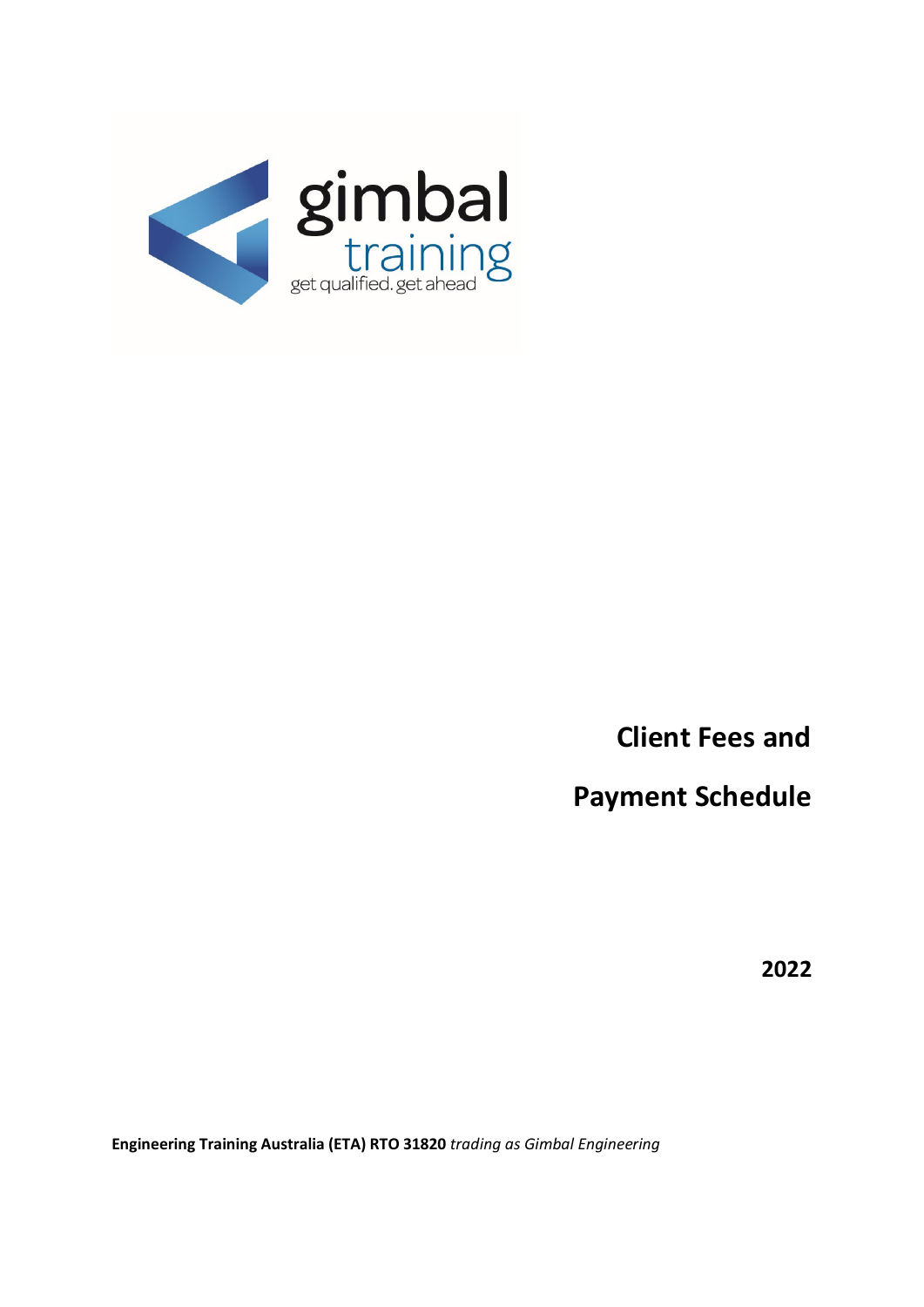gimbal training

get qualified. get ahead

# Client Fees and Payment Schedule

**2022**

**Engineering Training Australia (ETA) RTO 31820** *trading as Gimbal Engineering*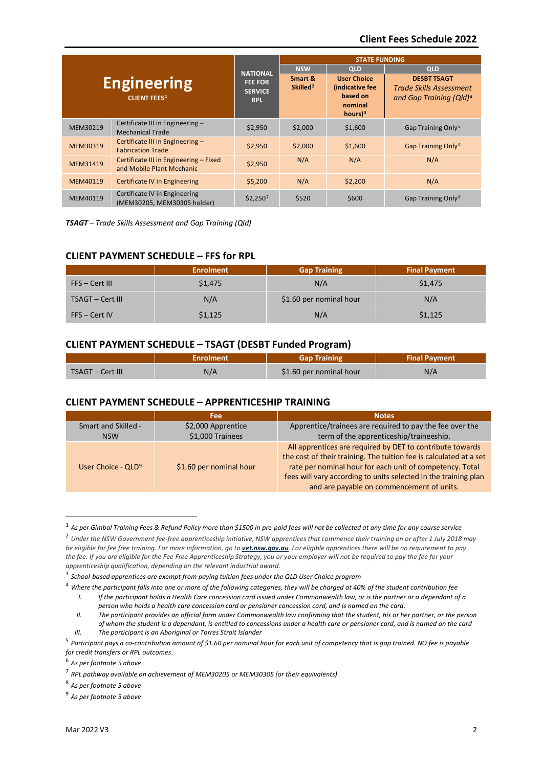## Client Fees Schedule 2022

| Engineering CLIENT FEES[1] | | NATIONAL FEE FOR SERVICE RPL | STATE FUNDING | | |
|---|---|---|---|---|---|
| | | | NSW | QLD | QLD |
| | | | Smart & Skilled[2] | User Choice (indicative fee based on nominal hours)[3] | DESBT TSAGT *Trade Skills Assessment and Gap Training (Qld)*[4] |
| MEM30219 | Certificate III in Engineering – Mechanical Trade | $2,950 | $2,000 | $1,600 | Gap Training Only[5] |
| MEM30319 | Certificate III in Engineering – Fabrication Trade | $2,950 | $2,000 | $1,600 | Gap Training Only[6] |
| MEM31419 | Certificate III in Engineering – Fixed and Mobile Plant Mechanic | $2,950 | N/A | N/A | N/A |
| MEM40119 | Certificate IV in Engineering | $5,200 | N/A | $2,200 | N/A |
| MEM40119 | Certificate IV in Engineering (MEM30205, MEM30305 holder) | $2,250[7] | $520 | $600 | Gap Training Only[8] |

***TSAGT** – Trade Skills Assessment and Gap Training (Qld)*

### CLIENT PAYMENT SCHEDULE – FFS for RPL

| | Enrolment | Gap Training | Final Payment |
|---|---|---|---|
| FFS – Cert III | $1,475 | N/A | $1,475 |
| TSAGT – Cert III | N/A | $1.60 per nominal hour | N/A |
| FFS – Cert IV | $1,125 | N/A | $1,125 |

### CLIENT PAYMENT SCHEDULE – TSAGT (DESBT Funded Program)

| | Enrolment | Gap Training | Final Payment |
|---|---|---|---|
| TSAGT – Cert III | N/A | $1.60 per nominal hour | N/A |

### CLIENT PAYMENT SCHEDULE – APPRENTICESHIP TRAINING

| | Fee | Notes |
|---|---|---|
| Smart and Skilled - NSW | $2,000 Apprentice<br>$1,000 Trainees | Apprentice/trainees are required to pay the fee over the term of the apprenticeship/traineeship. |
| User Choice - QLD[9] | $1.60 per nominal hour | All apprentices are required by DET to contribute towards the cost of their training. The tuition fee is calculated at a set rate per nominal hour for each unit of competency. Total fees will vary according to units selected in the training plan and are payable on commencement of units. |

---

[1] *As per Gimbal Training Fees & Refund Policy more than $1500 in pre-paid fees will not be collected at any time for any course service*

[2] *Under the NSW Government fee-free apprenticeship initiative, NSW apprentices that commence their training on or after 1 July 2018 may be eligible for fee free training. For more information, go to **vet.nsw.gov.au**. For eligible apprentices there will be no requirement to pay the fee. If you are eligible for the Fee Free Apprenticeship Strategy, you or your employer will not be required to pay the fee for your apprenticeship qualification, depending on the relevant industrial award.*

[3] *School-based apprentices are exempt from paying tuition fees under the QLD User Choice program*

[4] *Where the participant falls into one or more of the following categories, they will be charged at 40% of the student contribution fee*

I. *If the participant holds a Health Care concession card issued under Commonwealth law, or is the partner or a dependant of a person who holds a health care concession card or pensioner concession card, and is named on the card.*
II. *The participant provides an official form under Commonwealth law confirming that the student, his or her partner, or the person of whom the student is a dependant, is entitled to concessions under a health care or pensioner card, and is named on the card*
III. *The participant is an Aboriginal or Torres Strait Islander*

[5] *Participant pays a co-contribution amount of $1.60 per nominal hour for each unit of competency that is gap trained. NO fee is payable for credit transfers or RPL outcomes.*

[6] *As per footnote 5 above*

[7] *RPL pathway available on achievement of MEM30205 or MEM30305 (or their equivalents)*

[8] *As per footnote 5 above*

[9] *As per footnote 5 above*

Mar 2022 V3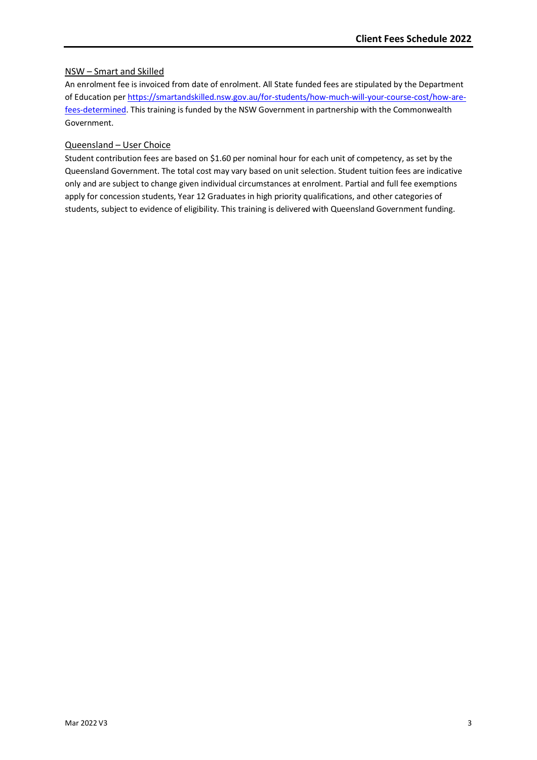NSW – Smart and Skilled

An enrolment fee is invoiced from date of enrolment. All State funded fees are stipulated by the Department of Education per [https://smartandskilled.nsw.gov.au/for-students/how-much-will-your-course-cost/how-are-fees-determined](https://smartandskilled.nsw.gov.au/for-students/how-much-will-your-course-cost/how-are-fees-determined). This training is funded by the NSW Government in partnership with the Commonwealth Government.

Queensland – User Choice

Student contribution fees are based on $1.60 per nominal hour for each unit of competency, as set by the Queensland Government. The total cost may vary based on unit selection. Student tuition fees are indicative only and are subject to change given individual circumstances at enrolment. Partial and full fee exemptions apply for concession students, Year 12 Graduates in high priority qualifications, and other categories of students, subject to evidence of eligibility. This training is delivered with Queensland Government funding.